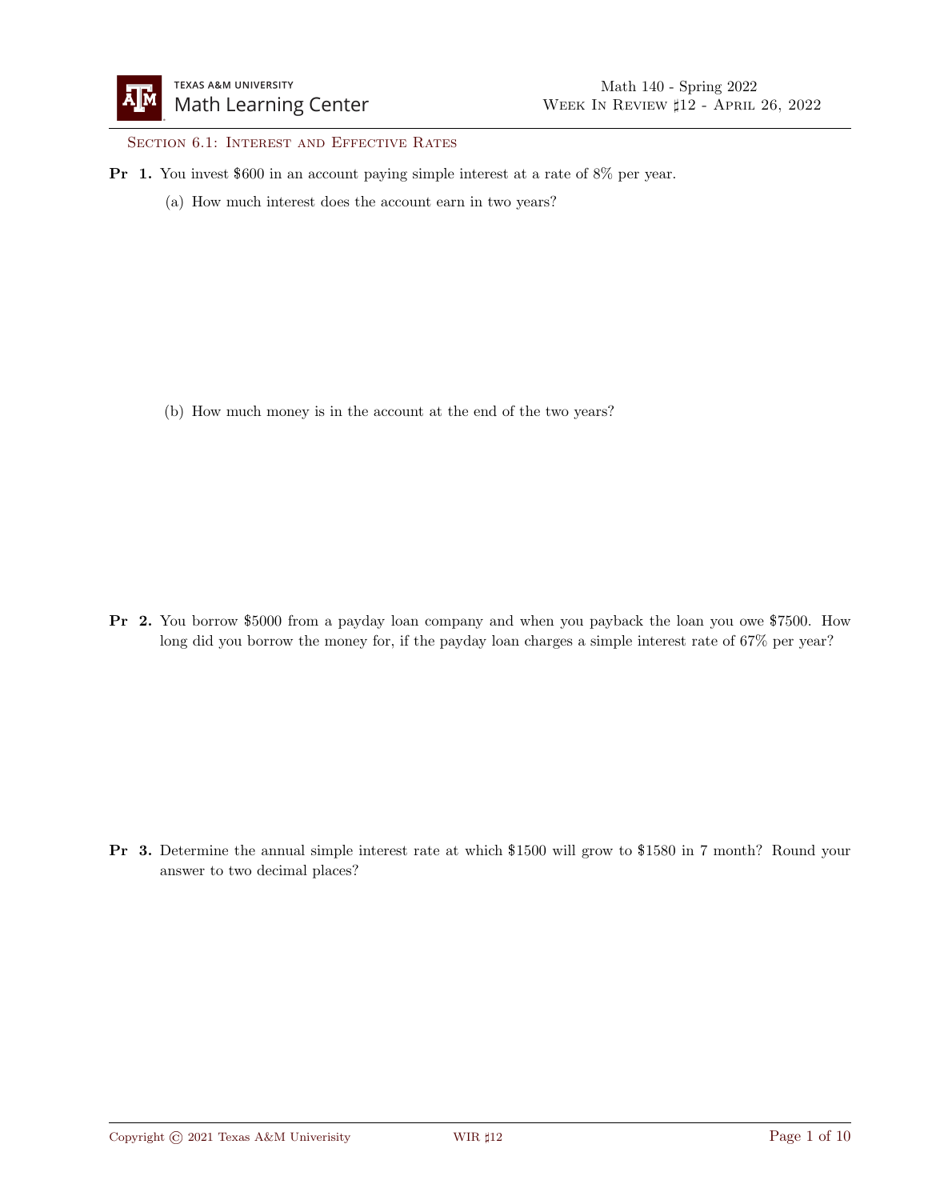## Section 6.1: Interest and Effective Rates

**Pr 1.** You invest \$600 in an account paying simple interest at a rate of 8% per year.

(a) How much interest does the account earn in two years?

(b) How much money is in the account at the end of the two years?

**Pr 2.** You borrow \$5000 from a payday loan company and when you payback the loan you owe \$7500. How long did you borrow the money for, if the payday loan charges a simple interest rate of 67% per year?

**Pr 3.** Determine the annual simple interest rate at which \$1500 will grow to \$1580 in 7 month? Round your answer to two decimal places?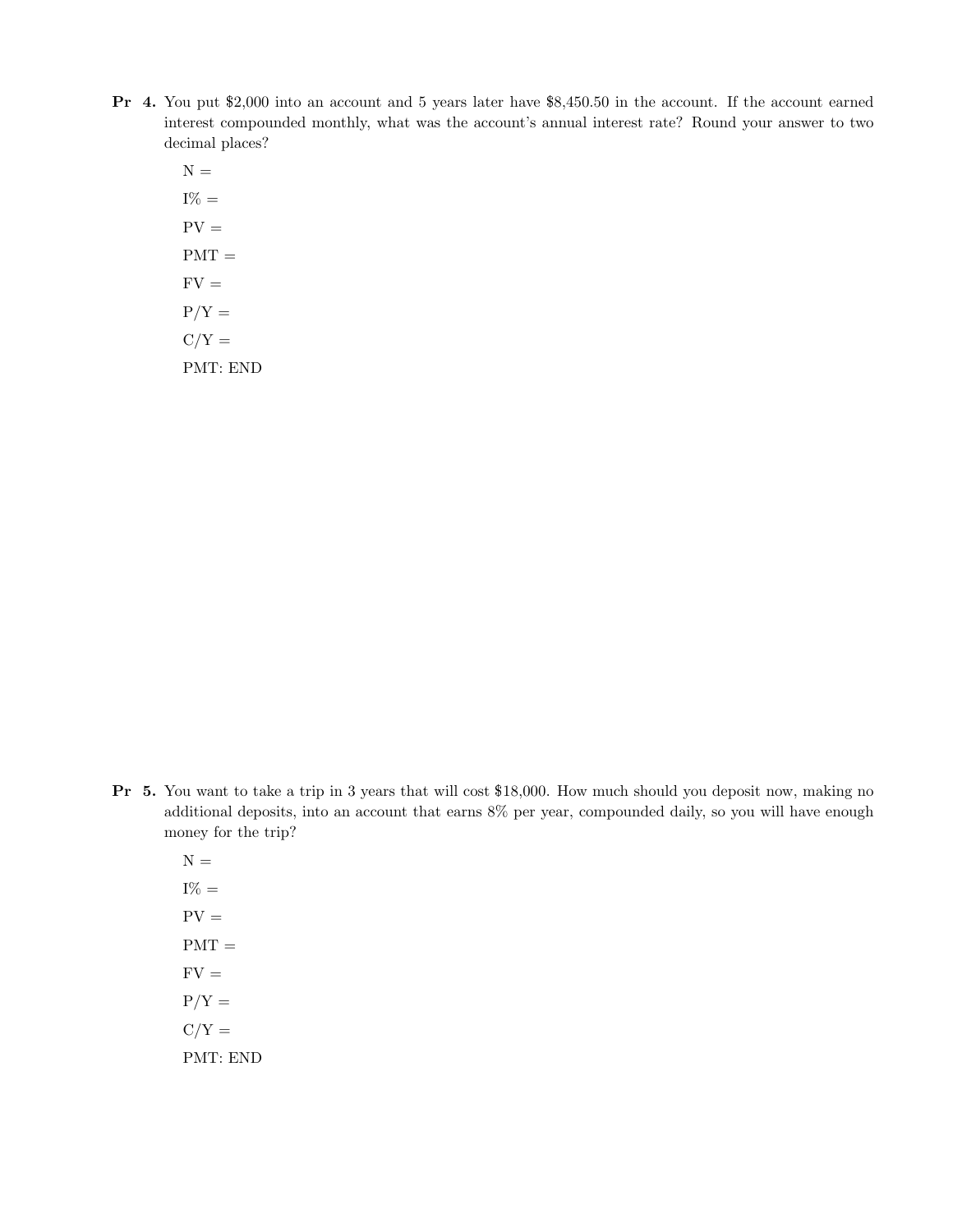**Pr 4.** You put $2,000 into an account and 5 years later have $8,450.50 in the account. If the account earned interest compounded monthly, what was the account's annual interest rate? Round your answer to two decimal places?

N =

I% =

PV =

PMT =

FV =

P/Y =

C/Y =

PMT: END

**Pr 5.** You want to take a trip in 3 years that will cost $18,000. How much should you deposit now, making no additional deposits, into an account that earns 8% per year, compounded daily, so you will have enough money for the trip?

N =

I% =

PV =

PMT =

FV =

P/Y =

C/Y =

PMT: END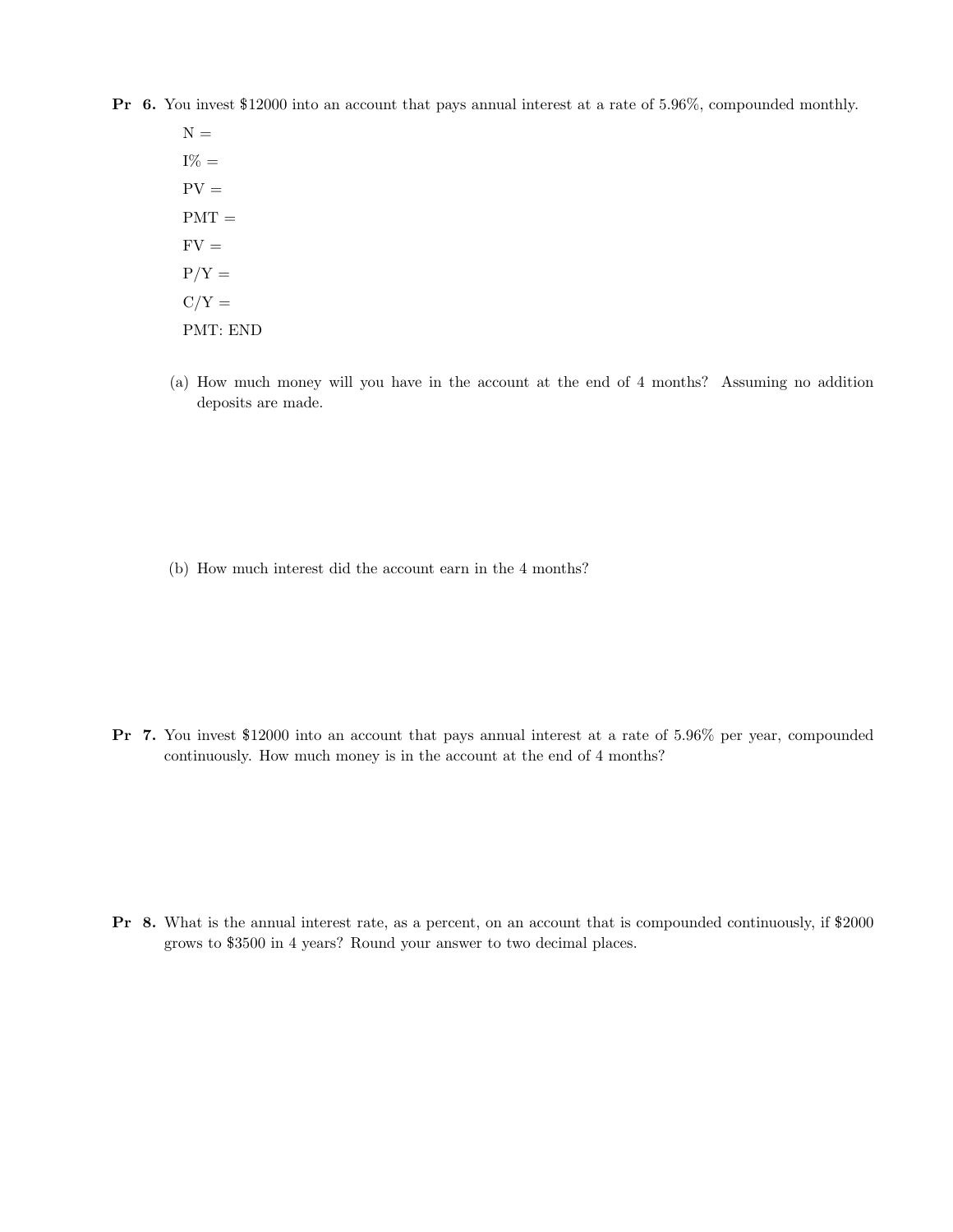**Pr 6.** You invest \$12000 into an account that pays annual interest at a rate of 5.96%, compounded monthly.

N =

I% =

PV =

PMT =

FV =

P/Y =

C/Y =

PMT: END

(a) How much money will you have in the account at the end of 4 months? Assuming no addition deposits are made.

(b) How much interest did the account earn in the 4 months?

**Pr 7.** You invest \$12000 into an account that pays annual interest at a rate of 5.96% per year, compounded continuously. How much money is in the account at the end of 4 months?

**Pr 8.** What is the annual interest rate, as a percent, on an account that is compounded continuously, if \$2000 grows to \$3500 in 4 years? Round your answer to two decimal places.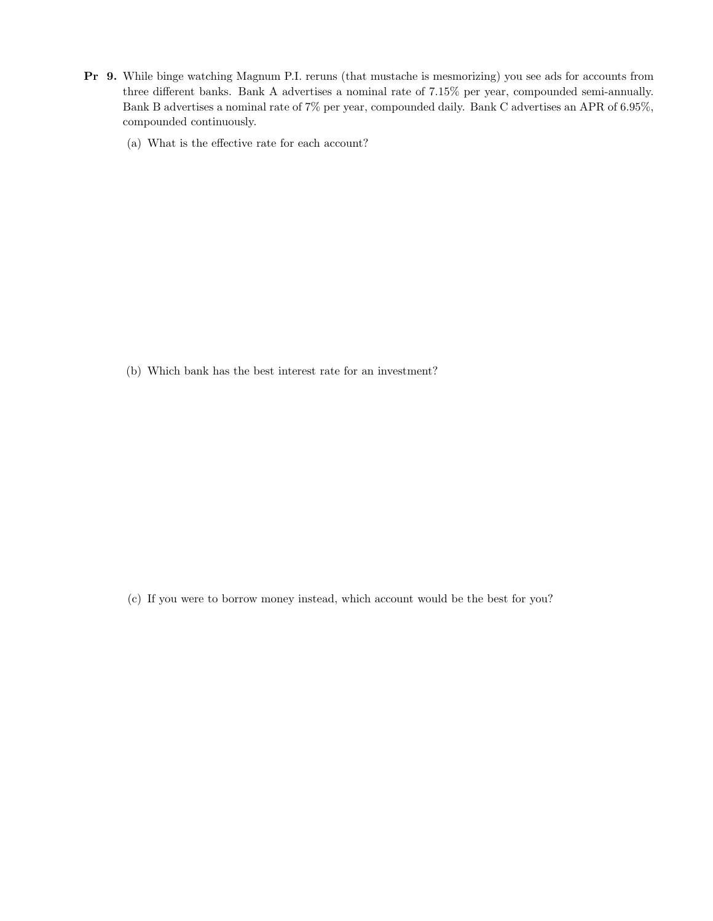**Pr 9.** While binge watching Magnum P.I. reruns (that mustache is mesmorizing) you see ads for accounts from three different banks. Bank A advertises a nominal rate of 7.15% per year, compounded semi-annually. Bank B advertises a nominal rate of 7% per year, compounded daily. Bank C advertises an APR of 6.95%, compounded continuously.

(a) What is the effective rate for each account?

(b) Which bank has the best interest rate for an investment?

(c) If you were to borrow money instead, which account would be the best for you?